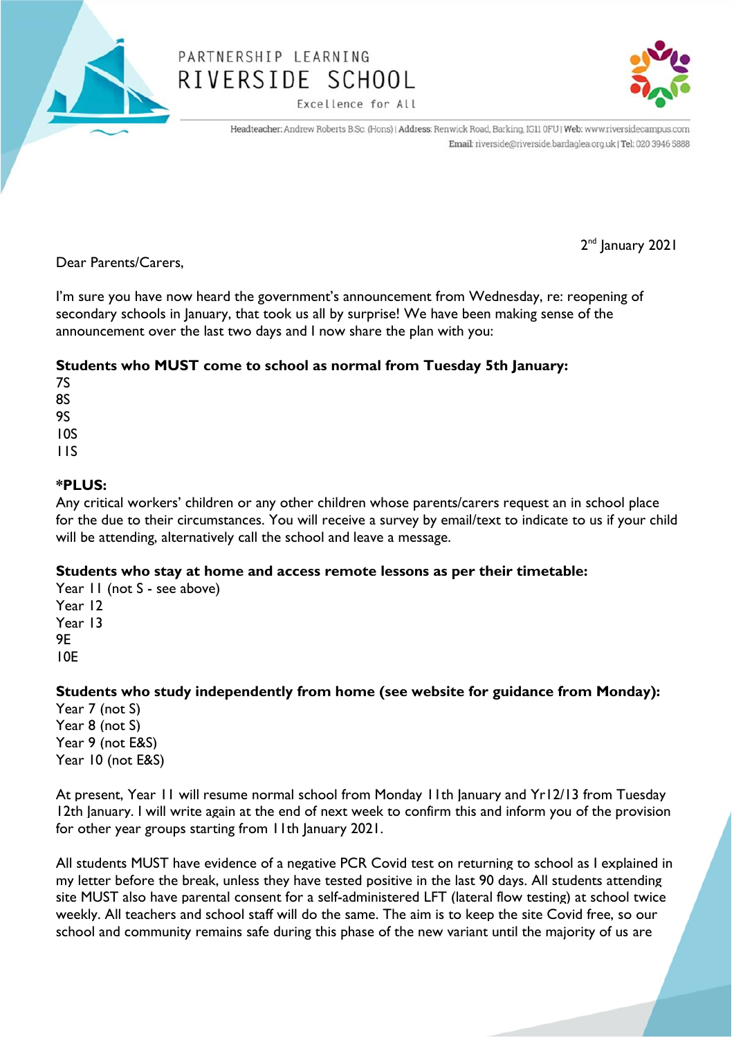PARTNERSHIP LEARNING

# RIVERSIDE SCHOOL

Excellence for All

Headteacher: Andrew Roberts B.Sc. (Hons) | Address: Renwick Road, Barking, IG11 0FU | Web: www.riversidecampus.com
Email: riverside@riverside.bardaglea.org.uk | Tel: 020 3946 5888

2nd January 2021

Dear Parents/Carers,

I'm sure you have now heard the government's announcement from Wednesday, re: reopening of secondary schools in January, that took us all by surprise! We have been making sense of the announcement over the last two days and I now share the plan with you:

**Students who MUST come to school as normal from Tuesday 5th January:**

7S
8S
9S
10S
11S

***PLUS:**

Any critical workers' children or any other children whose parents/carers request an in school place for the due to their circumstances. You will receive a survey by email/text to indicate to us if your child will be attending, alternatively call the school and leave a message.

**Students who stay at home and access remote lessons as per their timetable:**

Year 11 (not S - see above)
Year 12
Year 13
9E
10E

**Students who study independently from home (see website for guidance from Monday):**

Year 7 (not S)
Year 8 (not S)
Year 9 (not E&S)
Year 10 (not E&S)

At present, Year 11 will resume normal school from Monday 11th January and Yr12/13 from Tuesday 12th January. I will write again at the end of next week to confirm this and inform you of the provision for other year groups starting from 11th January 2021.

All students MUST have evidence of a negative PCR Covid test on returning to school as I explained in my letter before the break, unless they have tested positive in the last 90 days. All students attending site MUST also have parental consent for a self-administered LFT (lateral flow testing) at school twice weekly. All teachers and school staff will do the same. The aim is to keep the site Covid free, so our school and community remains safe during this phase of the new variant until the majority of us are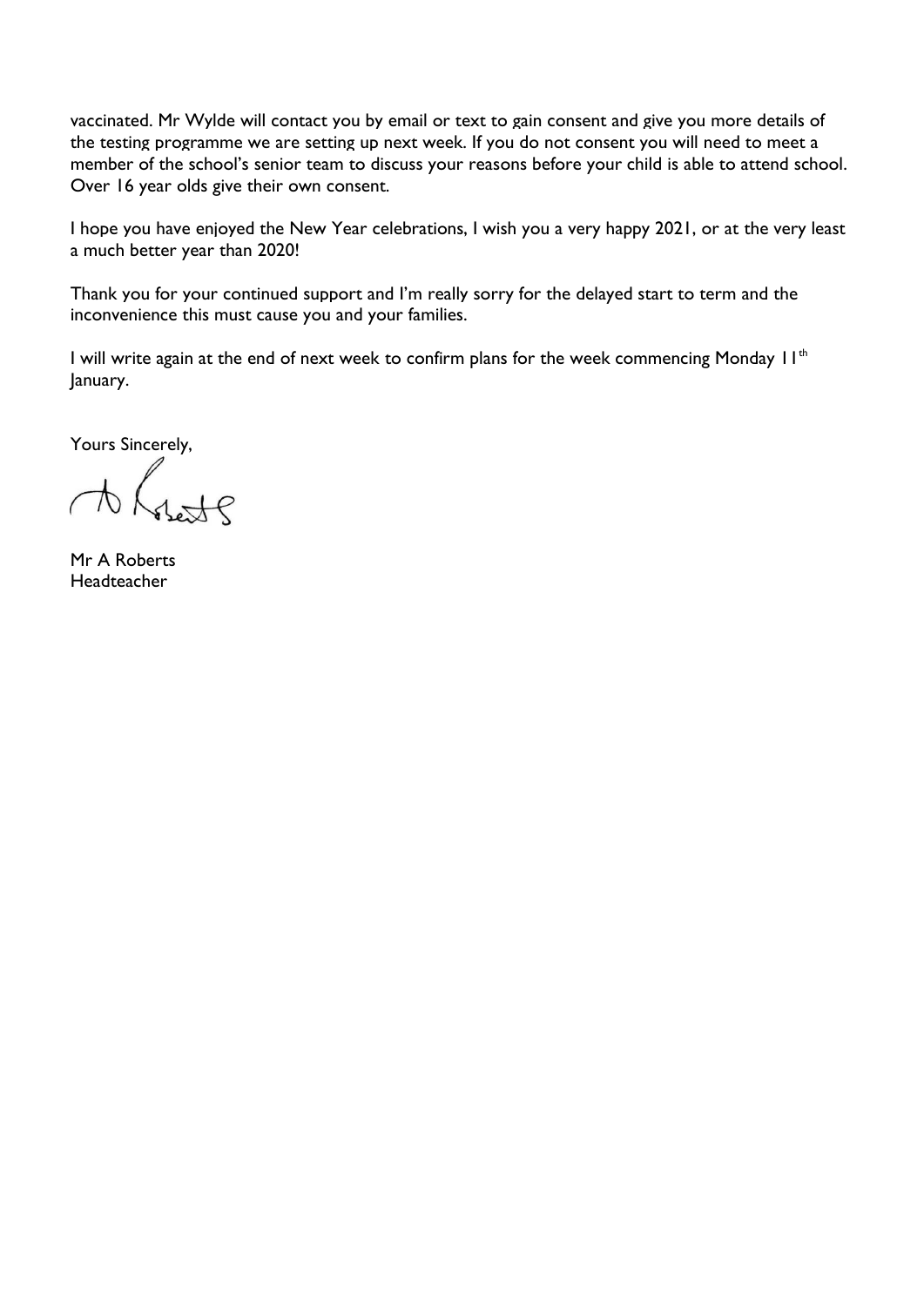vaccinated. Mr Wylde will contact you by email or text to gain consent and give you more details of the testing programme we are setting up next week. If you do not consent you will need to meet a member of the school's senior team to discuss your reasons before your child is able to attend school. Over 16 year olds give their own consent.

I hope you have enjoyed the New Year celebrations, I wish you a very happy 2021, or at the very least a much better year than 2020!

Thank you for your continued support and I'm really sorry for the delayed start to term and the inconvenience this must cause you and your families.

I will write again at the end of next week to confirm plans for the week commencing Monday 11th January.

Yours Sincerely,

Mr A Roberts
Headteacher